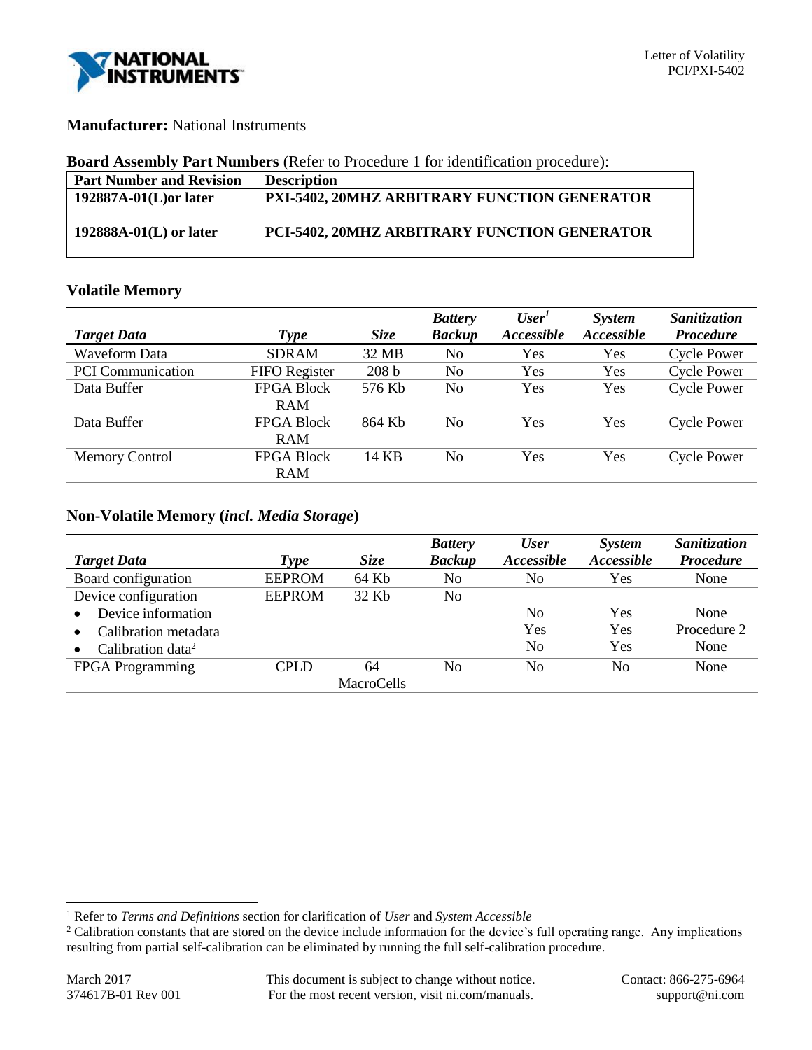**Manufacturer:** National Instruments

**Board Assembly Part Numbers** (Refer to Procedure 1 for identification procedure):

| Part Number and Revision | Description |
|---|---|
| **192887A-01(L)or later** | **PXI-5402, 20MHZ ARBITRARY FUNCTION GENERATOR** |
| **192888A-01(L) or later** | **PCI-5402, 20MHZ ARBITRARY FUNCTION GENERATOR** |

### Volatile Memory

| *Target Data* | *Type* | *Size* | *Battery Backup* | *User[1] Accessible* | *System Accessible* | *Sanitization Procedure* |
|---|---|---|---|---|---|---|
| Waveform Data | SDRAM | 32 MB | No | Yes | Yes | Cycle Power |
| PCI Communication | FIFO Register | 208 b | No | Yes | Yes | Cycle Power |
| Data Buffer | FPGA Block RAM | 576 Kb | No | Yes | Yes | Cycle Power |
| Data Buffer | FPGA Block RAM | 864 Kb | No | Yes | Yes | Cycle Power |
| Memory Control | FPGA Block RAM | 14 KB | No | Yes | Yes | Cycle Power |

### Non-Volatile Memory (*incl. Media Storage*)

| *Target Data* | *Type* | *Size* | *Battery Backup* | *User Accessible* | *System Accessible* | *Sanitization Procedure* |
|---|---|---|---|---|---|---|
| Board configuration | EEPROM | 64 Kb | No | No | Yes | None |
| Device configuration | EEPROM | 32 Kb | No | | | |
| • Device information | | | | No | Yes | None |
| • Calibration metadata | | | | Yes | Yes | Procedure 2 |
| • Calibration data[2] | | | | No | Yes | None |
| FPGA Programming | CPLD | 64 MacroCells | No | No | No | None |

[1] Refer to *Terms and Definitions* section for clarification of *User* and *System Accessible*

[2] Calibration constants that are stored on the device include information for the device's full operating range. Any implications resulting from partial self-calibration can be eliminated by running the full self-calibration procedure.

March 2017
374617B-01 Rev 001

This document is subject to change without notice.
For the most recent version, visit ni.com/manuals.

Contact: 866-275-6964
support@ni.com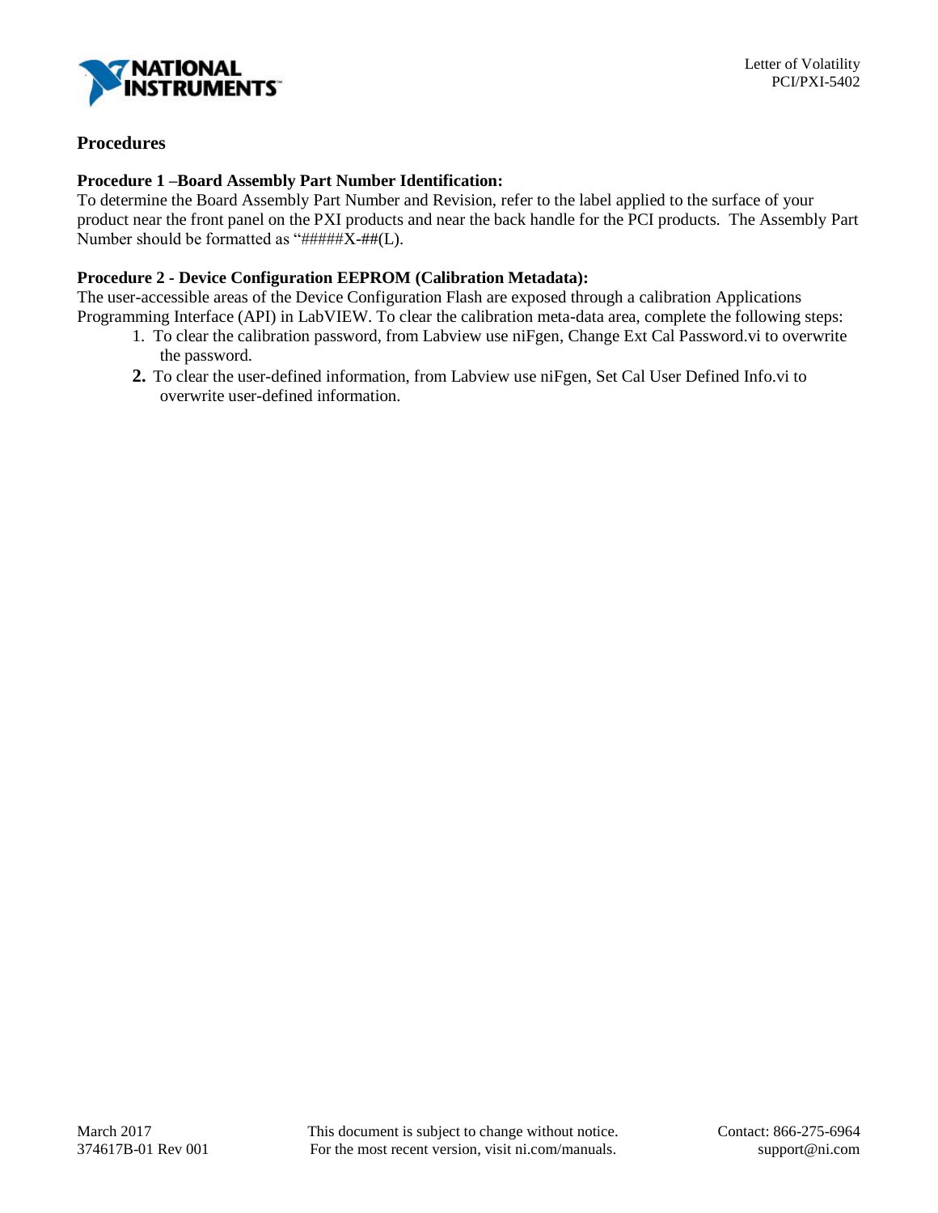## Procedures

### Procedure 1 –Board Assembly Part Number Identification:

To determine the Board Assembly Part Number and Revision, refer to the label applied to the surface of your product near the front panel on the PXI products and near the back handle for the PCI products. The Assembly Part Number should be formatted as "#####X-##(L).

### Procedure 2 - Device Configuration EEPROM (Calibration Metadata):

The user-accessible areas of the Device Configuration Flash are exposed through a calibration Applications Programming Interface (API) in LabVIEW. To clear the calibration meta-data area, complete the following steps:

1. To clear the calibration password, from Labview use niFgen, Change Ext Cal Password.vi to overwrite the password.
2. To clear the user-defined information, from Labview use niFgen, Set Cal User Defined Info.vi to overwrite user-defined information.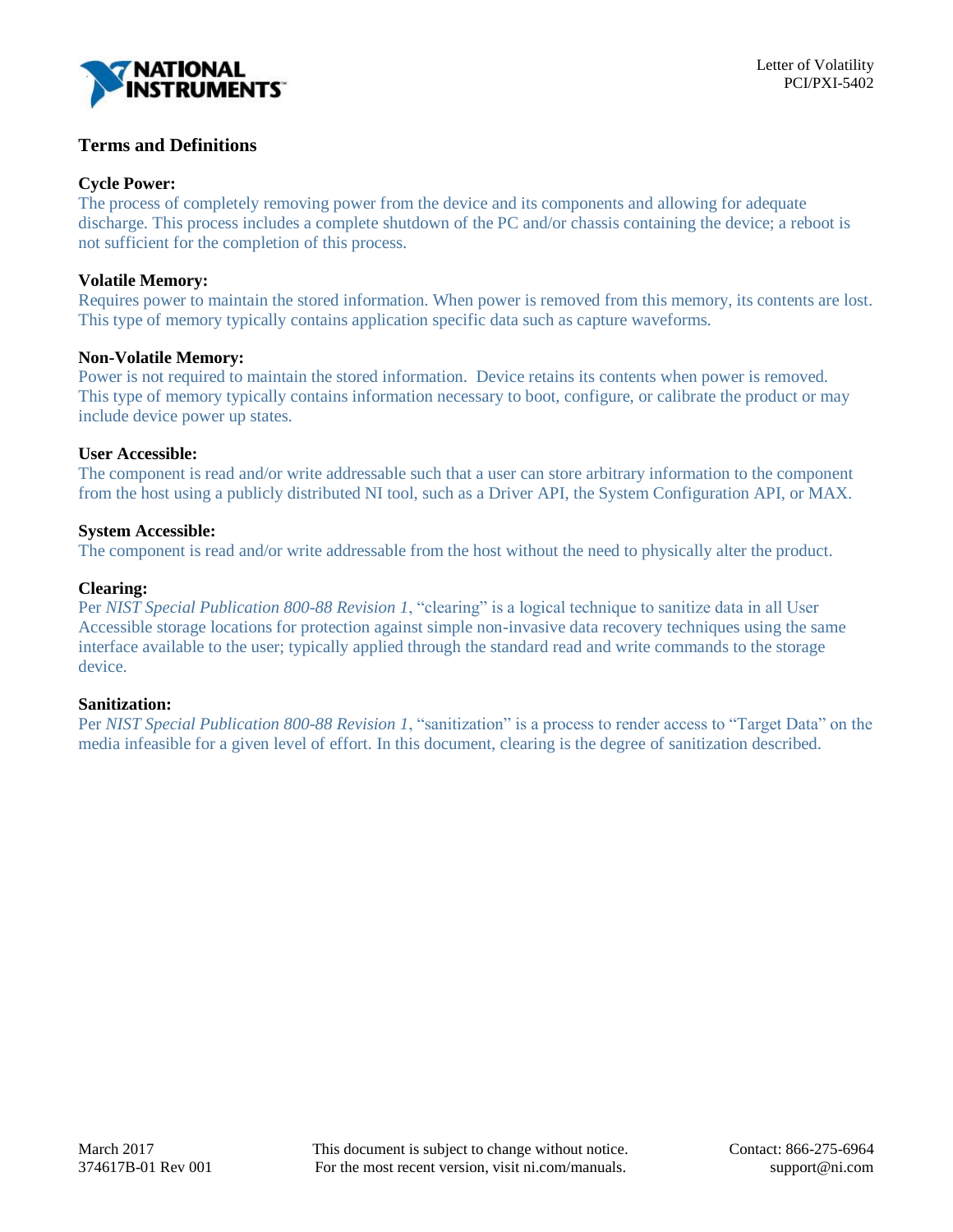## Terms and Definitions

**Cycle Power:**

The process of completely removing power from the device and its components and allowing for adequate discharge. This process includes a complete shutdown of the PC and/or chassis containing the device; a reboot is not sufficient for the completion of this process.

**Volatile Memory:**

Requires power to maintain the stored information. When power is removed from this memory, its contents are lost. This type of memory typically contains application specific data such as capture waveforms.

**Non-Volatile Memory:**

Power is not required to maintain the stored information. Device retains its contents when power is removed. This type of memory typically contains information necessary to boot, configure, or calibrate the product or may include device power up states.

**User Accessible:**

The component is read and/or write addressable such that a user can store arbitrary information to the component from the host using a publicly distributed NI tool, such as a Driver API, the System Configuration API, or MAX.

**System Accessible:**

The component is read and/or write addressable from the host without the need to physically alter the product.

**Clearing:**

Per *NIST Special Publication 800-88 Revision 1*, "clearing" is a logical technique to sanitize data in all User Accessible storage locations for protection against simple non-invasive data recovery techniques using the same interface available to the user; typically applied through the standard read and write commands to the storage device.

**Sanitization:**

Per *NIST Special Publication 800-88 Revision 1*, "sanitization" is a process to render access to "Target Data" on the media infeasible for a given level of effort. In this document, clearing is the degree of sanitization described.